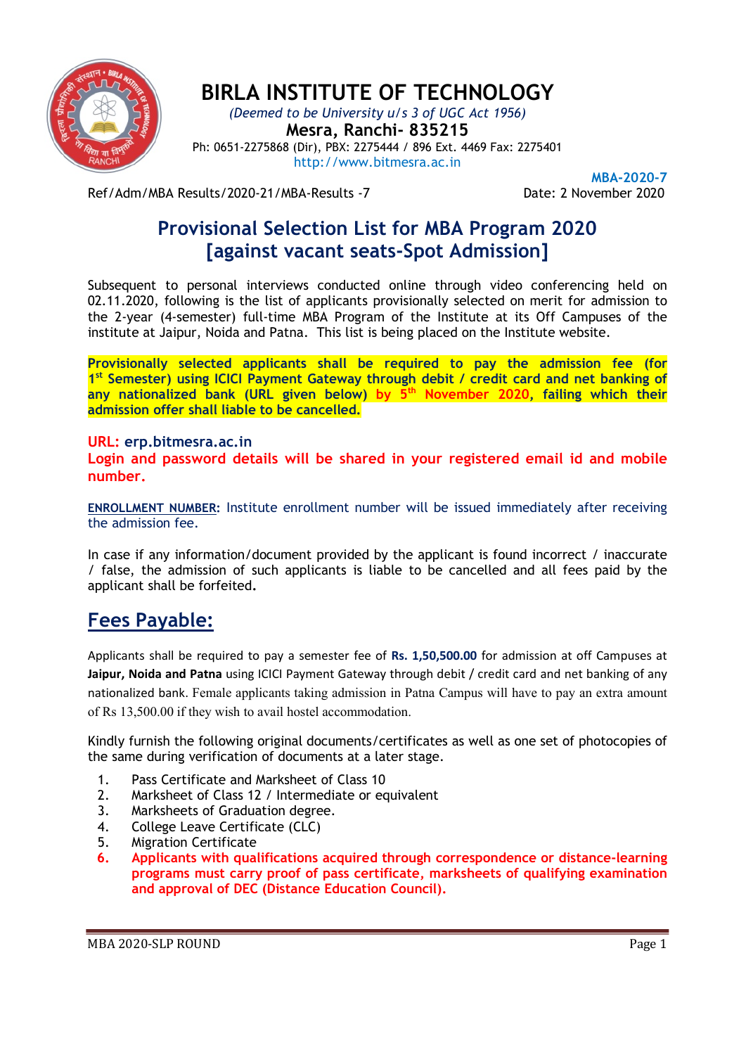# BIRLA INSTITUTE OF TECHNOLOGY

*(Deemed to be University u/s 3 of UGC Act 1956)*

**Mesra, Ranchi- 835215**

Ph: 0651-2275868 (Dir), PBX: 2275444 / 896 Ext. 4469 Fax: 2275401

http://www.bitmesra.ac.in

**MBA-2020-7**

Ref/Adm/MBA Results/2020-21/MBA-Results -7 Date: 2 November 2020

## Provisional Selection List for MBA Program 2020 [against vacant seats-Spot Admission]

Subsequent to personal interviews conducted online through video conferencing held on 02.11.2020, following is the list of applicants provisionally selected on merit for admission to the 2-year (4-semester) full-time MBA Program of the Institute at its Off Campuses of the institute at Jaipur, Noida and Patna. This list is being placed on the Institute website.

**Provisionally selected applicants shall be required to pay the admission fee (for 1st Semester) using ICICI Payment Gateway through debit / credit card and net banking of any nationalized bank (URL given below) by 5th November 2020, failing which their admission offer shall liable to be cancelled.**

**URL: erp.bitmesra.ac.in**

**Login and password details will be shared in your registered email id and mobile number.**

**ENROLLMENT NUMBER:** Institute enrollment number will be issued immediately after receiving the admission fee.

In case if any information/document provided by the applicant is found incorrect / inaccurate / false, the admission of such applicants is liable to be cancelled and all fees paid by the applicant shall be forfeited.

## Fees Payable:

Applicants shall be required to pay a semester fee of **Rs. 1,50,500.00** for admission at off Campuses at **Jaipur, Noida and Patna** using ICICI Payment Gateway through debit / credit card and net banking of any nationalized bank. Female applicants taking admission in Patna Campus will have to pay an extra amount of Rs 13,500.00 if they wish to avail hostel accommodation.

Kindly furnish the following original documents/certificates as well as one set of photocopies of the same during verification of documents at a later stage.

1. Pass Certificate and Marksheet of Class 10
2. Marksheet of Class 12 / Intermediate or equivalent
3. Marksheets of Graduation degree.
4. College Leave Certificate (CLC)
5. Migration Certificate
6. **Applicants with qualifications acquired through correspondence or distance-learning programs must carry proof of pass certificate, marksheets of qualifying examination and approval of DEC (Distance Education Council).**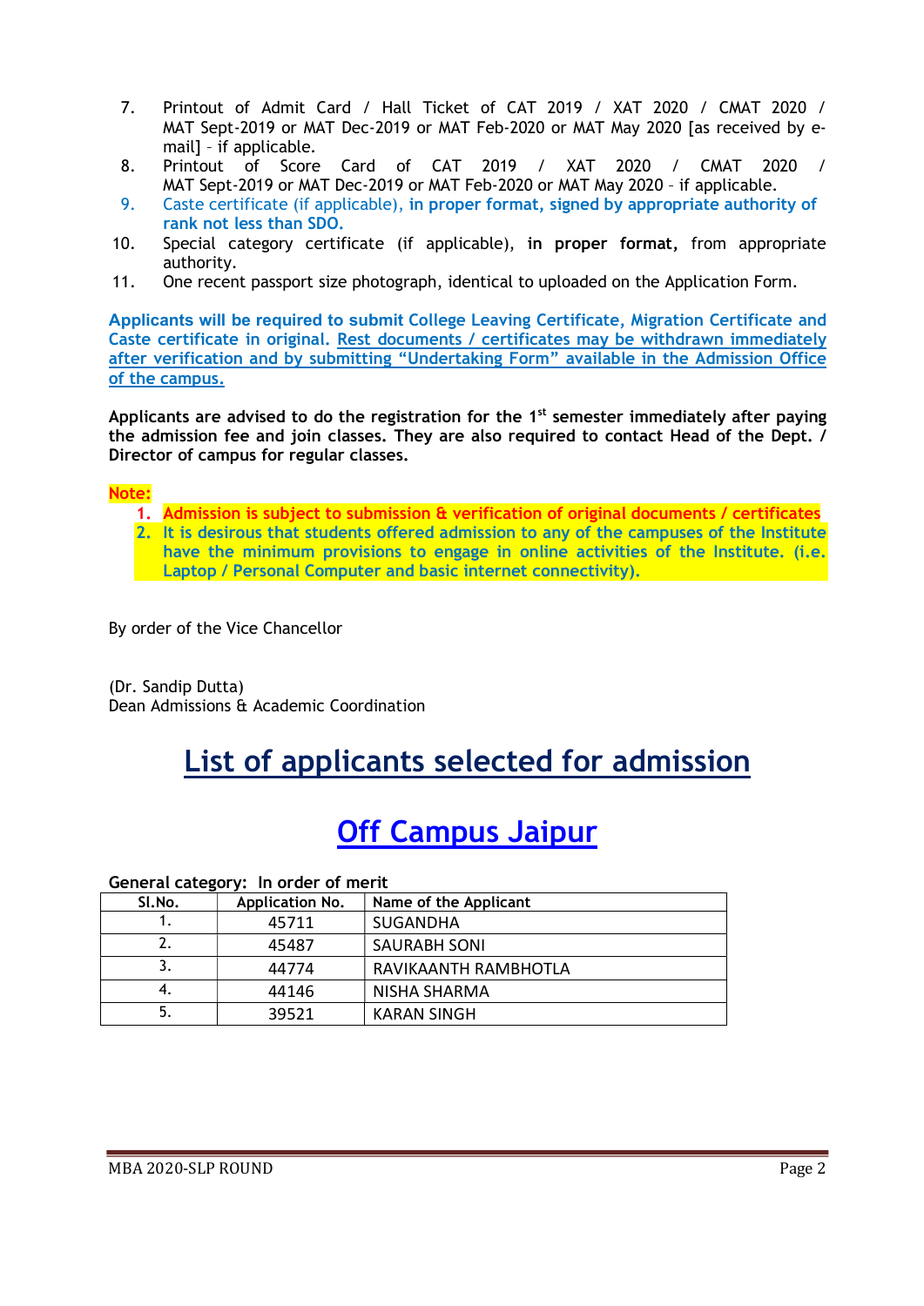7. Printout of Admit Card / Hall Ticket of CAT 2019 / XAT 2020 / CMAT 2020 / MAT Sept-2019 or MAT Dec-2019 or MAT Feb-2020 or MAT May 2020 [as received by e-mail] – if applicable.
8. Printout of Score Card of CAT 2019 / XAT 2020 / CMAT 2020 / MAT Sept-2019 or MAT Dec-2019 or MAT Feb-2020 or MAT May 2020 – if applicable.
9. Caste certificate (if applicable), **in proper format, signed by appropriate authority of rank not less than SDO.**
10. Special category certificate (if applicable), **in proper format,** from appropriate authority.
11. One recent passport size photograph, identical to uploaded on the Application Form.

**Applicants will be required to submit College Leaving Certificate, Migration Certificate and Caste certificate in original. Rest documents / certificates may be withdrawn immediately after verification and by submitting "Undertaking Form" available in the Admission Office of the campus.**

**Applicants are advised to do the registration for the 1st semester immediately after paying the admission fee and join classes. They are also required to contact Head of the Dept. / Director of campus for regular classes.**

**Note:**

1. **Admission is subject to submission & verification of original documents / certificates**
2. **It is desirous that students offered admission to any of the campuses of the Institute have the minimum provisions to engage in online activities of the Institute. (i.e. Laptop / Personal Computer and basic internet connectivity).**

By order of the Vice Chancellor

(Dr. Sandip Dutta)
Dean Admissions & Academic Coordination

# List of applicants selected for admission

## Off Campus Jaipur

**General category: In order of merit**

| Sl.No. | Application No. | Name of the Applicant |
|---|---|---|
| 1. | 45711 | SUGANDHA |
| 2. | 45487 | SAURABH SONI |
| 3. | 44774 | RAVIKAANTH RAMBHOTLA |
| 4. | 44146 | NISHA SHARMA |
| 5. | 39521 | KARAN SINGH |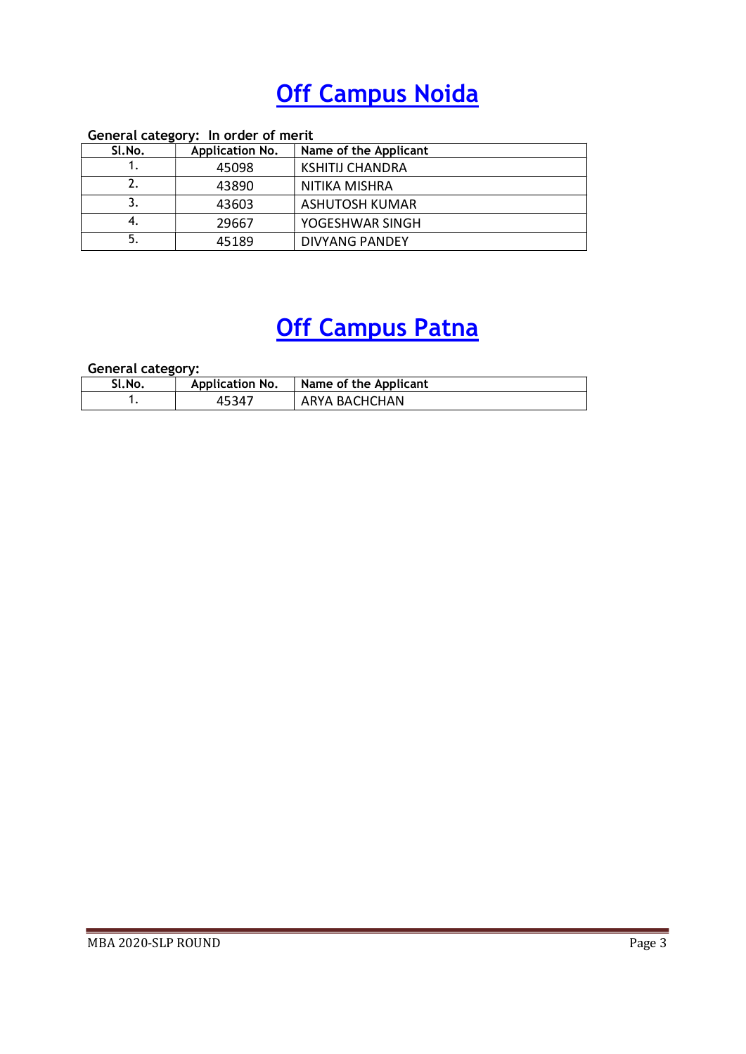# Off Campus Noida

**General category: In order of merit**

| Sl.No. | Application No. | Name of the Applicant |
|---|---|---|
| 1. | 45098 | KSHITIJ CHANDRA |
| 2. | 43890 | NITIKA MISHRA |
| 3. | 43603 | ASHUTOSH KUMAR |
| 4. | 29667 | YOGESHWAR SINGH |
| 5. | 45189 | DIVYANG PANDEY |

# Off Campus Patna

**General category:**

| Sl.No. | Application No. | Name of the Applicant |
|---|---|---|
| 1. | 45347 | ARYA BACHCHAN |